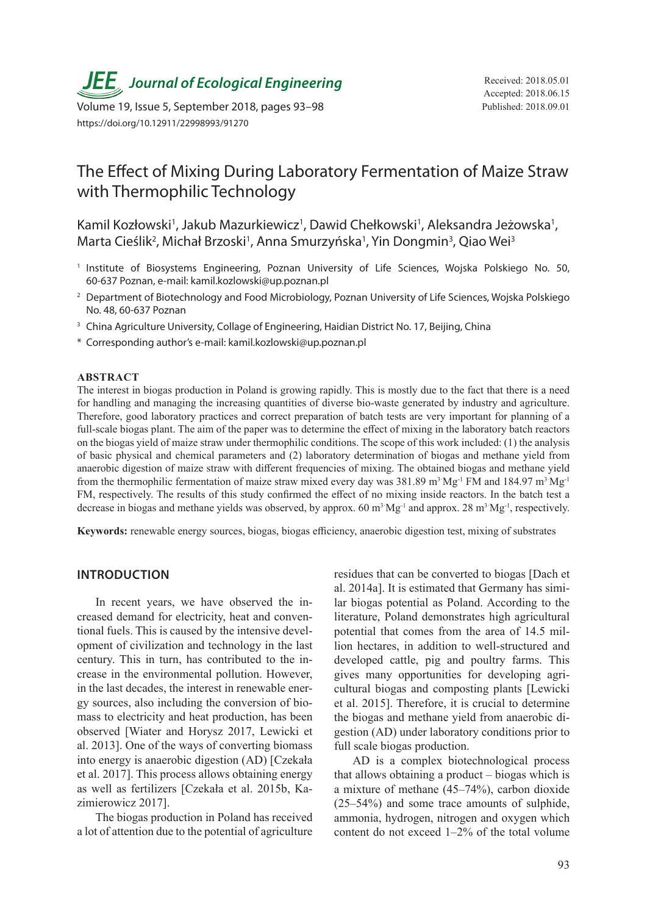# The Effect of Mixing During Laboratory Fermentation of Maize Straw with Thermophilic Technology

Received: 2018.05.01
Accepted: 2018.06.15
Published: 2018.09.01

https://doi.org/10.12911/22998993/91270

Kamil Kozłowski[1], Jakub Mazurkiewicz[1], Dawid Chełkowski[1], Aleksandra Jeżowska[1], Marta Cieślik[2], Michał Brzoski[1], Anna Smurzyńska[1], Yin Dongmin[3], Qiao Wei[3]

[1] Institute of Biosystems Engineering, Poznan University of Life Sciences, Wojska Polskiego No. 50, 60-637 Poznan, e-mail: kamil.kozlowski@up.poznan.pl

[2] Department of Biotechnology and Food Microbiology, Poznan University of Life Sciences, Wojska Polskiego No. 48, 60-637 Poznan

[3] China Agriculture University, Collage of Engineering, Haidian District No. 17, Beijing, China

\* Corresponding author's e-mail: kamil.kozlowski@up.poznan.pl

## ABSTRACT

The interest in biogas production in Poland is growing rapidly. This is mostly due to the fact that there is a need for handling and managing the increasing quantities of diverse bio-waste generated by industry and agriculture. Therefore, good laboratory practices and correct preparation of batch tests are very important for planning of a full-scale biogas plant. The aim of the paper was to determine the effect of mixing in the laboratory batch reactors on the biogas yield of maize straw under thermophilic conditions. The scope of this work included: (1) the analysis of basic physical and chemical parameters and (2) laboratory determination of biogas and methane yield from anaerobic digestion of maize straw with different frequencies of mixing. The obtained biogas and methane yield from the thermophilic fermentation of maize straw mixed every day was 381.89 $m^3 \cdot Mg^{-1}$ FM and 184.97 $m^3 \cdot Mg^{-1}$ FM, respectively. The results of this study confirmed the effect of no mixing inside reactors. In the batch test a decrease in biogas and methane yields was observed, by approx. 60 $m^3 \cdot Mg^{-1}$ and approx. 28 $m^3 \cdot Mg^{-1}$, respectively.

**Keywords:** renewable energy sources, biogas, biogas efficiency, anaerobic digestion test, mixing of substrates

## INTRODUCTION

In recent years, we have observed the increased demand for electricity, heat and conventional fuels. This is caused by the intensive development of civilization and technology in the last century. This in turn, has contributed to the increase in the environmental pollution. However, in the last decades, the interest in renewable energy sources, also including the conversion of biomass to electricity and heat production, has been observed [Wiater and Horysz 2017, Lewicki et al. 2013]. One of the ways of converting biomass into energy is anaerobic digestion (AD) [Czekała et al. 2017]. This process allows obtaining energy as well as fertilizers [Czekała et al. 2015b, Kazimierowicz 2017].

The biogas production in Poland has received a lot of attention due to the potential of agriculture residues that can be converted to biogas [Dach et al. 2014a]. It is estimated that Germany has similar biogas potential as Poland. According to the literature, Poland demonstrates high agricultural potential that comes from the area of 14.5 million hectares, in addition to well-structured and developed cattle, pig and poultry farms. This gives many opportunities for developing agricultural biogas and composting plants [Lewicki et al. 2015]. Therefore, it is crucial to determine the biogas and methane yield from anaerobic digestion (AD) under laboratory conditions prior to full scale biogas production.

AD is a complex biotechnological process that allows obtaining a product – biogas which is a mixture of methane (45–74%), carbon dioxide (25–54%) and some trace amounts of sulphide, ammonia, hydrogen, nitrogen and oxygen which content do not exceed 1–2% of the total volume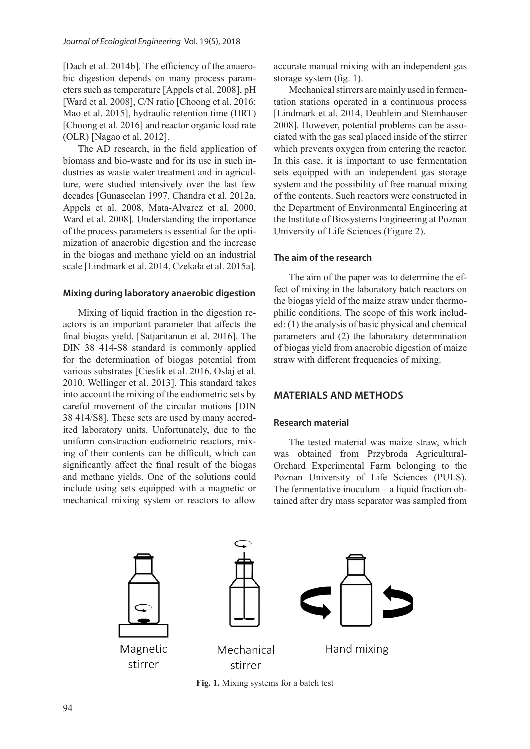[Dach et al. 2014b]. The efficiency of the anaerobic digestion depends on many process parameters such as temperature [Appels et al. 2008], pH [Ward et al. 2008], C/N ratio [Choong et al. 2016; Mao et al. 2015], hydraulic retention time (HRT) [Choong et al. 2016] and reactor organic load rate (OLR) [Nagao et al. 2012].

The AD research, in the field application of biomass and bio-waste and for its use in such industries as waste water treatment and in agriculture, were studied intensively over the last few decades [Gunaseelan 1997, Chandra et al. 2012a, Appels et al. 2008, Mata-Alvarez et al. 2000, Ward et al. 2008]. Understanding the importance of the process parameters is essential for the optimization of anaerobic digestion and the increase in the biogas and methane yield on an industrial scale [Lindmark et al. 2014, Czekała et al. 2015a].

### Mixing during laboratory anaerobic digestion

Mixing of liquid fraction in the digestion reactors is an important parameter that affects the final biogas yield. [Satjaritanun et al. 2016]. The DIN 38 414-S8 standard is commonly applied for the determination of biogas potential from various substrates [Cieslik et al. 2016, Oslaj et al. 2010, Wellinger et al. 2013]. This standard takes into account the mixing of the eudiometric sets by careful movement of the circular motions [DIN 38 414/S8]. These sets are used by many accredited laboratory units. Unfortunately, due to the uniform construction eudiometric reactors, mixing of their contents can be difficult, which can significantly affect the final result of the biogas and methane yields. One of the solutions could include using sets equipped with a magnetic or mechanical mixing system or reactors to allow accurate manual mixing with an independent gas storage system (fig. 1).

Mechanical stirrers are mainly used in fermentation stations operated in a continuous process [Lindmark et al. 2014, Deublein and Steinhauser 2008]. However, potential problems can be associated with the gas seal placed inside of the stirrer which prevents oxygen from entering the reactor. In this case, it is important to use fermentation sets equipped with an independent gas storage system and the possibility of free manual mixing of the contents. Such reactors were constructed in the Department of Environmental Engineering at the Institute of Biosystems Engineering at Poznan University of Life Sciences (Figure 2).

### The aim of the research

The aim of the paper was to determine the effect of mixing in the laboratory batch reactors on the biogas yield of the maize straw under thermophilic conditions. The scope of this work included: (1) the analysis of basic physical and chemical parameters and (2) the laboratory determination of biogas yield from anaerobic digestion of maize straw with different frequencies of mixing.

## MATERIALS AND METHODS

### Research material

The tested material was maize straw, which was obtained from Przybroda Agricultural-Orchard Experimental Farm belonging to the Poznan University of Life Sciences (PULS). The fermentative inoculum – a liquid fraction obtained after dry mass separator was sampled from

Magnetic stirrer

Mechanical stirrer

Hand mixing

**Fig. 1.** Mixing systems for a batch test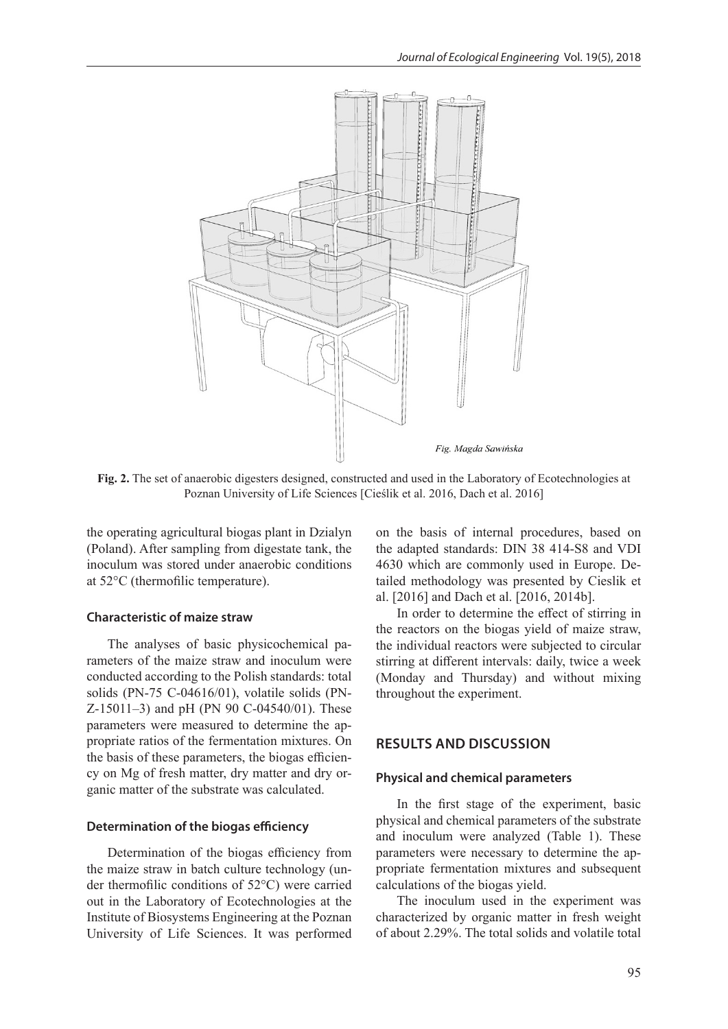Fig. Magda Sawińska

**Fig. 2.** The set of anaerobic digesters designed, constructed and used in the Laboratory of Ecotechnologies at Poznan University of Life Sciences [Cieślik et al. 2016, Dach et al. 2016]

the operating agricultural biogas plant in Dzialyn (Poland). After sampling from digestate tank, the inoculum was stored under anaerobic conditions at 52°C (thermofilic temperature).

### Characteristic of maize straw

The analyses of basic physicochemical parameters of the maize straw and inoculum were conducted according to the Polish standards: total solids (PN-75 C-04616/01), volatile solids (PN-Z-15011–3) and pH (PN 90 C-04540/01). These parameters were measured to determine the appropriate ratios of the fermentation mixtures. On the basis of these parameters, the biogas efficiency on Mg of fresh matter, dry matter and dry organic matter of the substrate was calculated.

### Determination of the biogas efficiency

Determination of the biogas efficiency from the maize straw in batch culture technology (under thermofilic conditions of 52°C) were carried out in the Laboratory of Ecotechnologies at the Institute of Biosystems Engineering at the Poznan University of Life Sciences. It was performed on the basis of internal procedures, based on the adapted standards: DIN 38 414-S8 and VDI 4630 which are commonly used in Europe. Detailed methodology was presented by Cieslik et al. [2016] and Dach et al. [2016, 2014b].

In order to determine the effect of stirring in the reactors on the biogas yield of maize straw, the individual reactors were subjected to circular stirring at different intervals: daily, twice a week (Monday and Thursday) and without mixing throughout the experiment.

## RESULTS AND DISCUSSION

### Physical and chemical parameters

In the first stage of the experiment, basic physical and chemical parameters of the substrate and inoculum were analyzed (Table 1). These parameters were necessary to determine the appropriate fermentation mixtures and subsequent calculations of the biogas yield.

The inoculum used in the experiment was characterized by organic matter in fresh weight of about 2.29%. The total solids and volatile total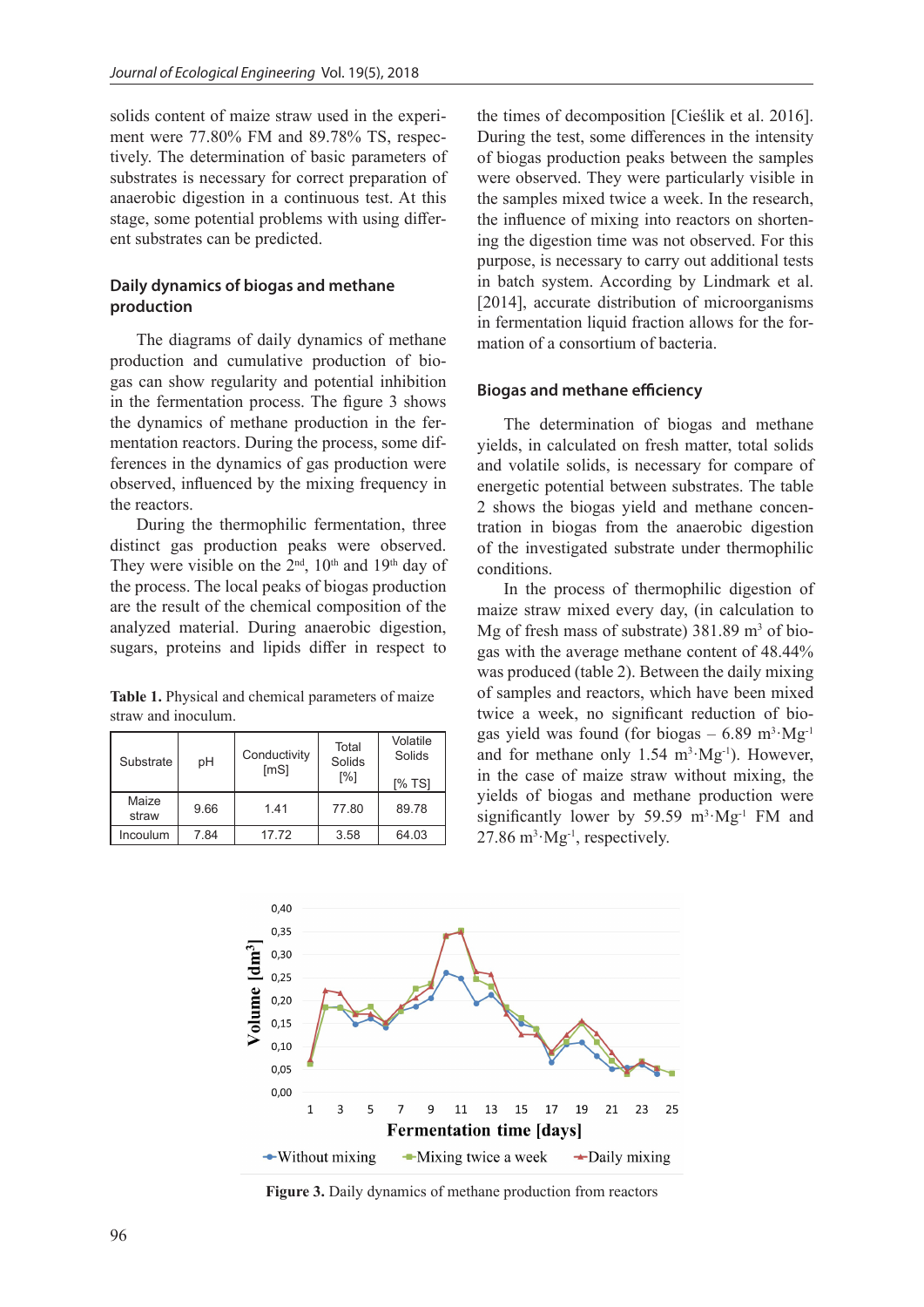solids content of maize straw used in the experiment were 77.80% FM and 89.78% TS, respectively. The determination of basic parameters of substrates is necessary for correct preparation of anaerobic digestion in a continuous test. At this stage, some potential problems with using different substrates can be predicted.

## Daily dynamics of biogas and methane production

The diagrams of daily dynamics of methane production and cumulative production of biogas can show regularity and potential inhibition in the fermentation process. The figure 3 shows the dynamics of methane production in the fermentation reactors. During the process, some differences in the dynamics of gas production were observed, influenced by the mixing frequency in the reactors.

During the thermophilic fermentation, three distinct gas production peaks were observed. They were visible on the 2nd, 10th and 19th day of the process. The local peaks of biogas production are the result of the chemical composition of the analyzed material. During anaerobic digestion, sugars, proteins and lipids differ in respect to the times of decomposition [Cieślik et al. 2016]. During the test, some differences in the intensity of biogas production peaks between the samples were observed. They were particularly visible in the samples mixed twice a week. In the research, the influence of mixing into reactors on shortening the digestion time was not observed. For this purpose, is necessary to carry out additional tests in batch system. According by Lindmark et al. [2014], accurate distribution of microorganisms in fermentation liquid fraction allows for the formation of a consortium of bacteria.

**Table 1.** Physical and chemical parameters of maize straw and inoculum.

| Substrate | pH | Conductivity [mS] | Total Solids [%] | Volatile Solids [% TS] |
|---|---|---|---|---|
| Maize straw | 9.66 | 1.41 | 77.80 | 89.78 |
| Incoulum | 7.84 | 17.72 | 3.58 | 64.03 |

## Biogas and methane efficiency

The determination of biogas and methane yields, in calculated on fresh matter, total solids and volatile solids, is necessary for compare of energetic potential between substrates. The table 2 shows the biogas yield and methane concentration in biogas from the anaerobic digestion of the investigated substrate under thermophilic conditions.

In the process of thermophilic digestion of maize straw mixed every day, (in calculation to Mg of fresh mass of substrate) 381.89 $m^3$ of biogas with the average methane content of 48.44% was produced (table 2). Between the daily mixing of samples and reactors, which have been mixed twice a week, no significant reduction of biogas yield was found (for biogas – 6.89 $m^3 \cdot Mg^{-1}$ and for methane only 1.54 $m^3 \cdot Mg^{-1}$). However, in the case of maize straw without mixing, the yields of biogas and methane production were significantly lower by 59.59 $m^3 \cdot Mg^{-1}$ FM and 27.86 $m^3 \cdot Mg^{-1}$, respectively.

**Figure 3.** Daily dynamics of methane production from reactors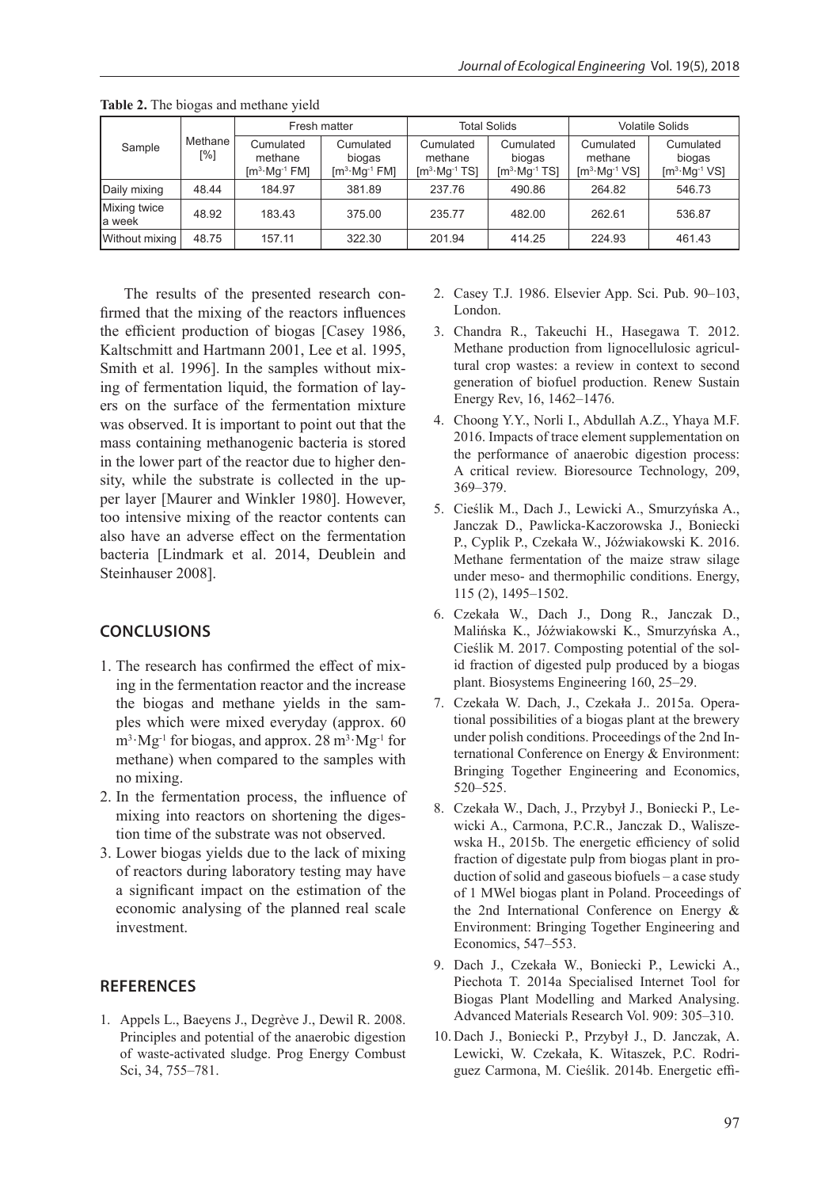**Table 2.** The biogas and methane yield

| Sample | Methane [%] | Fresh matter | | Total Solids | | Volatile Solids | |
|---|---|---|---|---|---|---|---|
| | | Cumulated methane [$m^3 \cdot Mg^{-1}$ FM] | Cumulated biogas [$m^3 \cdot Mg^{-1}$ FM] | Cumulated methane [$m^3 \cdot Mg^{-1}$ TS] | Cumulated biogas [$m^3 \cdot Mg^{-1}$ TS] | Cumulated methane [$m^3 \cdot Mg^{-1}$ VS] | Cumulated biogas [$m^3 \cdot Mg^{-1}$ VS] |
| Daily mixing | 48.44 | 184.97 | 381.89 | 237.76 | 490.86 | 264.82 | 546.73 |
| Mixing twice a week | 48.92 | 183.43 | 375.00 | 235.77 | 482.00 | 262.61 | 536.87 |
| Without mixing | 48.75 | 157.11 | 322.30 | 201.94 | 414.25 | 224.93 | 461.43 |

The results of the presented research confirmed that the mixing of the reactors influences the efficient production of biogas [Casey 1986, Kaltschmitt and Hartmann 2001, Lee et al. 1995, Smith et al. 1996]. In the samples without mixing of fermentation liquid, the formation of layers on the surface of the fermentation mixture was observed. It is important to point out that the mass containing methanogenic bacteria is stored in the lower part of the reactor due to higher density, while the substrate is collected in the upper layer [Maurer and Winkler 1980]. However, too intensive mixing of the reactor contents can also have an adverse effect on the fermentation bacteria [Lindmark et al. 2014, Deublein and Steinhauser 2008].

## CONCLUSIONS

1. The research has confirmed the effect of mixing in the fermentation reactor and the increase the biogas and methane yields in the samples which were mixed everyday (approx. 60 $m^3 \cdot Mg^{-1}$ for biogas, and approx. 28 $m^3 \cdot Mg^{-1}$ for methane) when compared to the samples with no mixing.
2. In the fermentation process, the influence of mixing into reactors on shortening the digestion time of the substrate was not observed.
3. Lower biogas yields due to the lack of mixing of reactors during laboratory testing may have a significant impact on the estimation of the economic analysing of the planned real scale investment.

## REFERENCES

1. Appels L., Baeyens J., Degrève J., Dewil R. 2008. Principles and potential of the anaerobic digestion of waste-activated sludge. Prog Energy Combust Sci, 34, 755–781.
2. Casey T.J. 1986. Elsevier App. Sci. Pub. 90–103, London.
3. Chandra R., Takeuchi H., Hasegawa T. 2012. Methane production from lignocellulosic agricultural crop wastes: a review in context to second generation of biofuel production. Renew Sustain Energy Rev, 16, 1462–1476.
4. Choong Y.Y., Norli I., Abdullah A.Z., Yhaya M.F. 2016. Impacts of trace element supplementation on the performance of anaerobic digestion process: A critical review. Bioresource Technology, 209, 369–379.
5. Cieślik M., Dach J., Lewicki A., Smurzyńska A., Janczak D., Pawlicka-Kaczorowska J., Boniecki P., Cyplik P., Czekała W., Jóźwiakowski K. 2016. Methane fermentation of the maize straw silage under meso- and thermophilic conditions. Energy, 115 (2), 1495–1502.
6. Czekała W., Dach J., Dong R., Janczak D., Malińska K., Jóźwiakowski K., Smurzyńska A., Cieślik M. 2017. Composting potential of the solid fraction of digested pulp produced by a biogas plant. Biosystems Engineering 160, 25–29.
7. Czekała W. Dach, J., Czekała J.. 2015a. Operational possibilities of a biogas plant at the brewery under polish conditions. Proceedings of the 2nd International Conference on Energy & Environment: Bringing Together Engineering and Economics, 520–525.
8. Czekała W., Dach, J., Przybył J., Boniecki P., Lewicki A., Carmona, P.C.R., Janczak D., Waliszewska H., 2015b. The energetic efficiency of solid fraction of digestate pulp from biogas plant in production of solid and gaseous biofuels – a case study of 1 MWel biogas plant in Poland. Proceedings of the 2nd International Conference on Energy & Environment: Bringing Together Engineering and Economics, 547–553.
9. Dach J., Czekała W., Boniecki P., Lewicki A., Piechota T. 2014a Specialised Internet Tool for Biogas Plant Modelling and Marked Analysing. Advanced Materials Research Vol. 909: 305–310.
10. Dach J., Boniecki P., Przybył J., D. Janczak, A. Lewicki, W. Czekała, K. Witaszek, P.C. Rodriguez Carmona, M. Cieślik. 2014b. Energetic effi-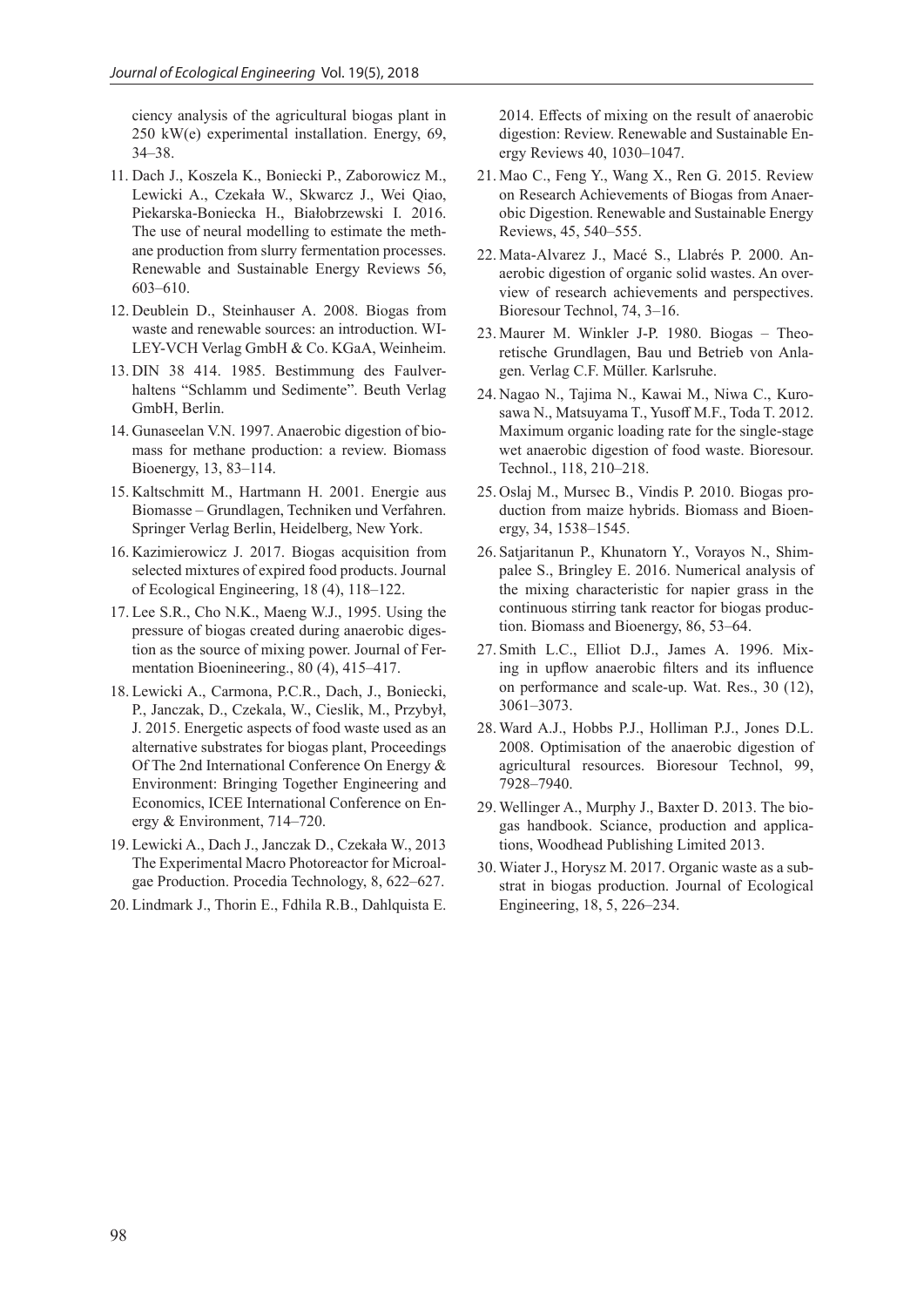ciency analysis of the agricultural biogas plant in 250 kW(e) experimental installation. Energy, 69, 34–38.

11. Dach J., Koszela K., Boniecki P., Zaborowicz M., Lewicki A., Czekała W., Skwarcz J., Wei Qiao, Piekarska-Boniecka H., Białobrzewski I. 2016. The use of neural modelling to estimate the methane production from slurry fermentation processes. Renewable and Sustainable Energy Reviews 56, 603–610.
12. Deublein D., Steinhauser A. 2008. Biogas from waste and renewable sources: an introduction. WILEY-VCH Verlag GmbH & Co. KGaA, Weinheim.
13. DIN 38 414. 1985. Bestimmung des Faulverhaltens "Schlamm und Sedimente". Beuth Verlag GmbH, Berlin.
14. Gunaseelan V.N. 1997. Anaerobic digestion of biomass for methane production: a review. Biomass Bioenergy, 13, 83–114.
15. Kaltschmitt M., Hartmann H. 2001. Energie aus Biomasse – Grundlagen, Techniken und Verfahren. Springer Verlag Berlin, Heidelberg, New York.
16. Kazimierowicz J. 2017. Biogas acquisition from selected mixtures of expired food products. Journal of Ecological Engineering, 18 (4), 118–122.
17. Lee S.R., Cho N.K., Maeng W.J., 1995. Using the pressure of biogas created during anaerobic digestion as the source of mixing power. Journal of Fermentation Bioenineering., 80 (4), 415–417.
18. Lewicki A., Carmona, P.C.R., Dach, J., Boniecki, P., Janczak, D., Czekala, W., Cieslik, M., Przybył, J. 2015. Energetic aspects of food waste used as an alternative substrates for biogas plant, Proceedings Of The 2nd International Conference On Energy & Environment: Bringing Together Engineering and Economics, ICEE International Conference on Energy & Environment, 714–720.
19. Lewicki A., Dach J., Janczak D., Czekała W., 2013 The Experimental Macro Photoreactor for Microalgae Production. Procedia Technology, 8, 622–627.
20. Lindmark J., Thorin E., Fdhila R.B., Dahlquista E. 2014. Effects of mixing on the result of anaerobic digestion: Review. Renewable and Sustainable Energy Reviews 40, 1030–1047.
21. Mao C., Feng Y., Wang X., Ren G. 2015. Review on Research Achievements of Biogas from Anaerobic Digestion. Renewable and Sustainable Energy Reviews, 45, 540–555.
22. Mata-Alvarez J., Macé S., Llabrés P. 2000. Anaerobic digestion of organic solid wastes. An overview of research achievements and perspectives. Bioresour Technol, 74, 3–16.
23. Maurer M. Winkler J-P. 1980. Biogas – Theoretische Grundlagen, Bau und Betrieb von Anlagen. Verlag C.F. Müller. Karlsruhe.
24. Nagao N., Tajima N., Kawai M., Niwa C., Kurosawa N., Matsuyama T., Yusoff M.F., Toda T. 2012. Maximum organic loading rate for the single-stage wet anaerobic digestion of food waste. Bioresour. Technol., 118, 210–218.
25. Oslaj M., Mursec B., Vindis P. 2010. Biogas production from maize hybrids. Biomass and Bioenergy, 34, 1538–1545.
26. Satjaritanun P., Khunatorn Y., Vorayos N., Shimpalee S., Bringley E. 2016. Numerical analysis of the mixing characteristic for napier grass in the continuous stirring tank reactor for biogas production. Biomass and Bioenergy, 86, 53–64.
27. Smith L.C., Elliot D.J., James A. 1996. Mixing in upflow anaerobic filters and its influence on performance and scale-up. Wat. Res., 30 (12), 3061–3073.
28. Ward A.J., Hobbs P.J., Holliman P.J., Jones D.L. 2008. Optimisation of the anaerobic digestion of agricultural resources. Bioresour Technol, 99, 7928–7940.
29. Wellinger A., Murphy J., Baxter D. 2013. The biogas handbook. Sciance, production and applications, Woodhead Publishing Limited 2013.
30. Wiater J., Horysz M. 2017. Organic waste as a substrat in biogas production. Journal of Ecological Engineering, 18, 5, 226–234.